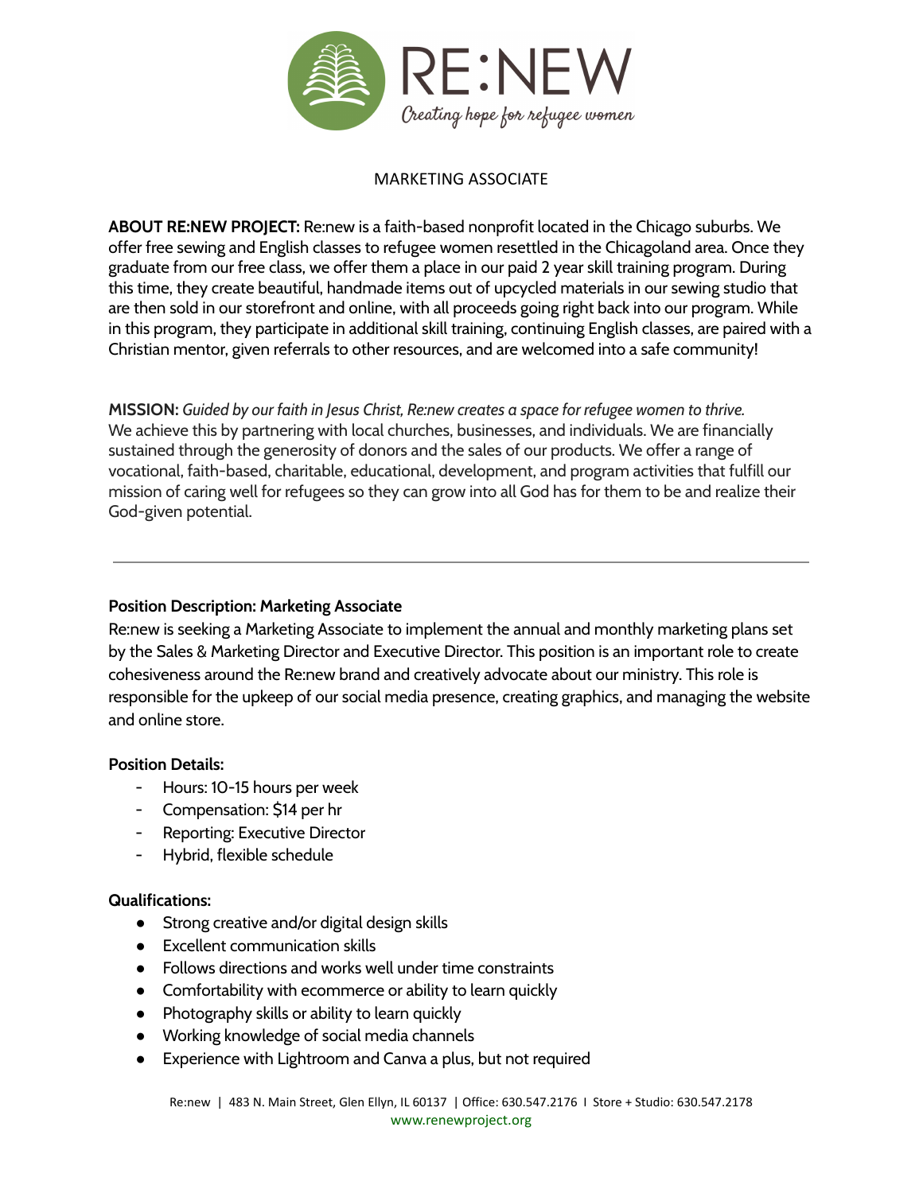RE:NEW

*Creating hope for refugee women*

# MARKETING ASSOCIATE

**ABOUT RE:NEW PROJECT:** Re:new is a faith-based nonprofit located in the Chicago suburbs. We offer free sewing and English classes to refugee women resettled in the Chicagoland area. Once they graduate from our free class, we offer them a place in our paid 2 year skill training program. During this time, they create beautiful, handmade items out of upcycled materials in our sewing studio that are then sold in our storefront and online, with all proceeds going right back into our program. While in this program, they participate in additional skill training, continuing English classes, are paired with a Christian mentor, given referrals to other resources, and are welcomed into a safe community!

**MISSION:** *Guided by our faith in Jesus Christ, Re:new creates a space for refugee women to thrive.* We achieve this by partnering with local churches, businesses, and individuals. We are financially sustained through the generosity of donors and the sales of our products. We offer a range of vocational, faith-based, charitable, educational, development, and program activities that fulfill our mission of caring well for refugees so they can grow into all God has for them to be and realize their God-given potential.

---

**Position Description: Marketing Associate**

Re:new is seeking a Marketing Associate to implement the annual and monthly marketing plans set by the Sales & Marketing Director and Executive Director. This position is an important role to create cohesiveness around the Re:new brand and creatively advocate about our ministry. This role is responsible for the upkeep of our social media presence, creating graphics, and managing the website and online store.

**Position Details:**

- Hours: 10-15 hours per week
- Compensation: $14 per hr
- Reporting: Executive Director
- Hybrid, flexible schedule

**Qualifications:**

- Strong creative and/or digital design skills
- Excellent communication skills
- Follows directions and works well under time constraints
- Comfortability with ecommerce or ability to learn quickly
- Photography skills or ability to learn quickly
- Working knowledge of social media channels
- Experience with Lightroom and Canva a plus, but not required

Re:new | 483 N. Main Street, Glen Ellyn, IL 60137 | Office: 630.547.2176 I Store + Studio: 630.547.2178
www.renewproject.org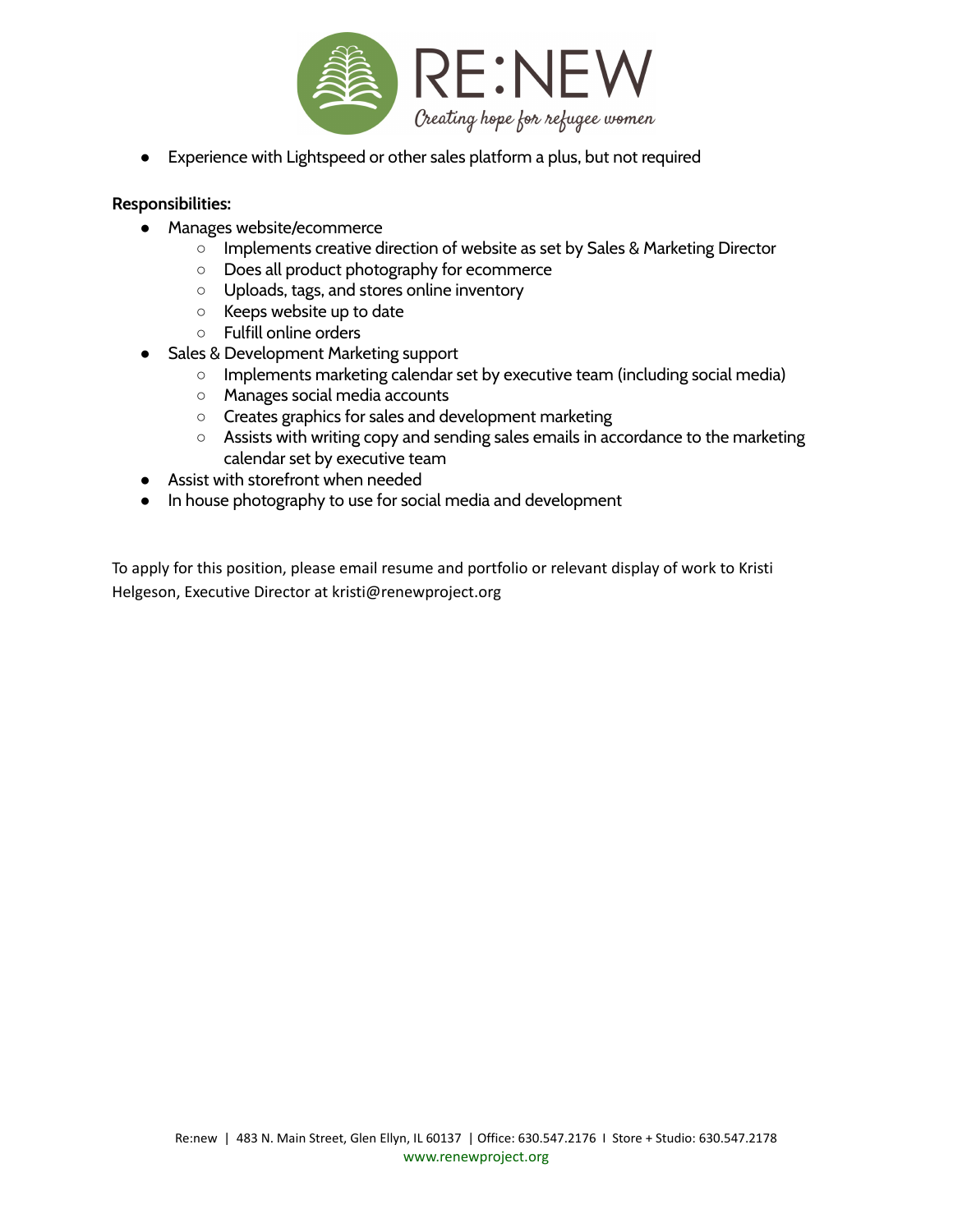- Experience with Lightspeed or other sales platform a plus, but not required

**Responsibilities:**

- Manages website/ecommerce
  - Implements creative direction of website as set by Sales & Marketing Director
  - Does all product photography for ecommerce
  - Uploads, tags, and stores online inventory
  - Keeps website up to date
  - Fulfill online orders
- Sales & Development Marketing support
  - Implements marketing calendar set by executive team (including social media)
  - Manages social media accounts
  - Creates graphics for sales and development marketing
  - Assists with writing copy and sending sales emails in accordance to the marketing calendar set by executive team
- Assist with storefront when needed
- In house photography to use for social media and development

To apply for this position, please email resume and portfolio or relevant display of work to Kristi Helgeson, Executive Director at kristi@renewproject.org